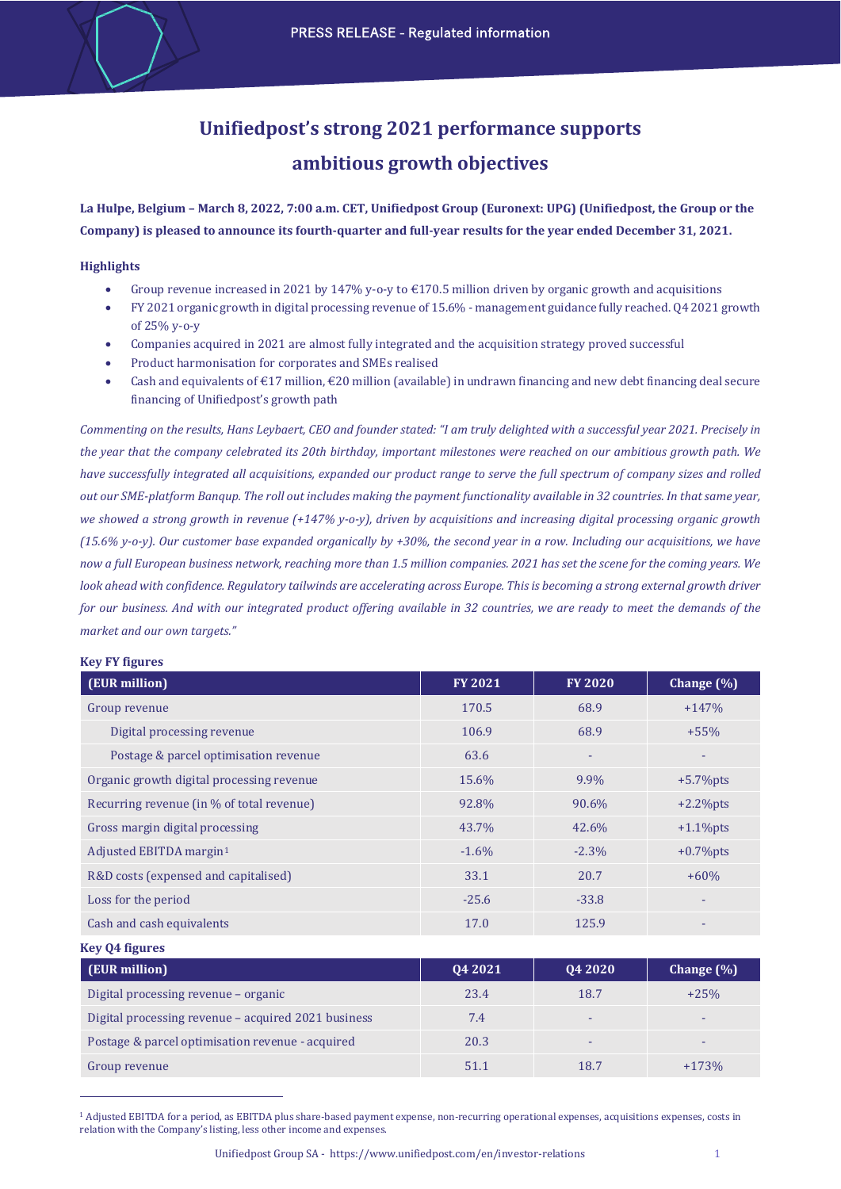PRESS RELEASE - Regulated information

# Unifiedpost's strong 2021 performance supports ambitious growth objectives

**La Hulpe, Belgium – March 8, 2022, 7:00 a.m. CET, Unifiedpost Group (Euronext: UPG) (Unifiedpost, the Group or the Company) is pleased to announce its fourth-quarter and full-year results for the year ended December 31, 2021.**

### Highlights

- Group revenue increased in 2021 by 147% y-o-y to €170.5 million driven by organic growth and acquisitions
- FY 2021 organic growth in digital processing revenue of 15.6% - management guidance fully reached. Q4 2021 growth of 25% y-o-y
- Companies acquired in 2021 are almost fully integrated and the acquisition strategy proved successful
- Product harmonisation for corporates and SMEs realised
- Cash and equivalents of €17 million, €20 million (available) in undrawn financing and new debt financing deal secure financing of Unifiedpost's growth path

*Commenting on the results, Hans Leybaert, CEO and founder stated: "I am truly delighted with a successful year 2021. Precisely in the year that the company celebrated its 20th birthday, important milestones were reached on our ambitious growth path. We have successfully integrated all acquisitions, expanded our product range to serve the full spectrum of company sizes and rolled out our SME-platform Banqup. The roll out includes making the payment functionality available in 32 countries. In that same year, we showed a strong growth in revenue (+147% y-o-y), driven by acquisitions and increasing digital processing organic growth (15.6% y-o-y). Our customer base expanded organically by +30%, the second year in a row. Including our acquisitions, we have now a full European business network, reaching more than 1.5 million companies. 2021 has set the scene for the coming years. We look ahead with confidence. Regulatory tailwinds are accelerating across Europe. This is becoming a strong external growth driver for our business. And with our integrated product offering available in 32 countries, we are ready to meet the demands of the market and our own targets."*

**Key FY figures**

| (EUR million) | FY 2021 | FY 2020 | Change (%) |
|---|---|---|---|
| Group revenue | 170.5 | 68.9 | +147% |
| Digital processing revenue | 106.9 | 68.9 | +55% |
| Postage & parcel optimisation revenue | 63.6 | - | - |
| Organic growth digital processing revenue | 15.6% | 9.9% | +5.7%pts |
| Recurring revenue (in % of total revenue) | 92.8% | 90.6% | +2.2%pts |
| Gross margin digital processing | 43.7% | 42.6% | +1.1%pts |
| Adjusted EBITDA margin[1] | -1.6% | -2.3% | +0.7%pts |
| R&D costs (expensed and capitalised) | 33.1 | 20.7 | +60% |
| Loss for the period | -25.6 | -33.8 | - |
| Cash and cash equivalents | 17.0 | 125.9 | - |

**Key Q4 figures**

| (EUR million) | Q4 2021 | Q4 2020 | Change (%) |
|---|---|---|---|
| Digital processing revenue – organic | 23.4 | 18.7 | +25% |
| Digital processing revenue – acquired 2021 business | 7.4 | - | - |
| Postage & parcel optimisation revenue - acquired | 20.3 | - | - |
| Group revenue | 51.1 | 18.7 | +173% |

[1] Adjusted EBITDA for a period, as EBITDA plus share-based payment expense, non-recurring operational expenses, acquisitions expenses, costs in relation with the Company's listing, less other income and expenses.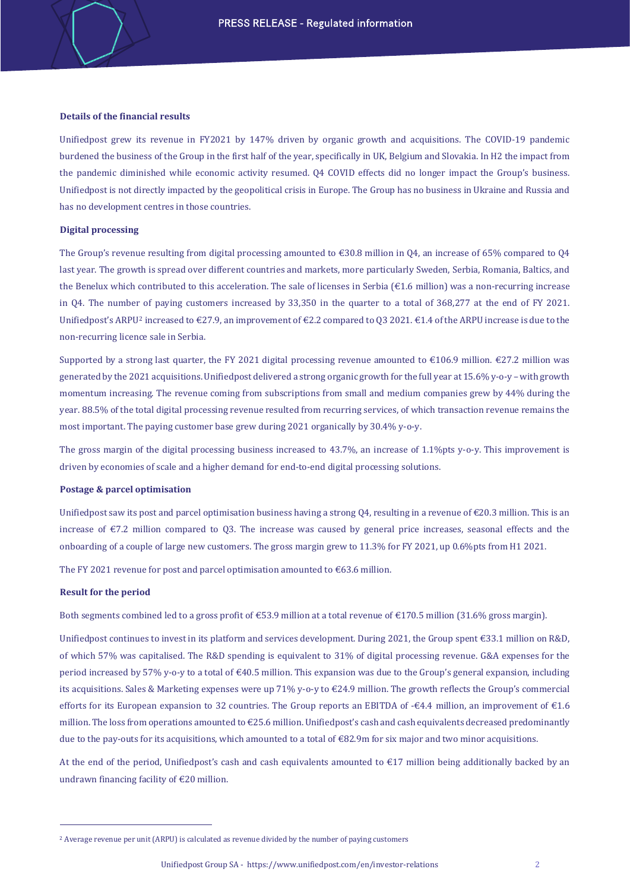### Details of the financial results

Unifiedpost grew its revenue in FY2021 by 147% driven by organic growth and acquisitions. The COVID-19 pandemic burdened the business of the Group in the first half of the year, specifically in UK, Belgium and Slovakia. In H2 the impact from the pandemic diminished while economic activity resumed. Q4 COVID effects did no longer impact the Group's business. Unifiedpost is not directly impacted by the geopolitical crisis in Europe. The Group has no business in Ukraine and Russia and has no development centres in those countries.

### Digital processing

The Group's revenue resulting from digital processing amounted to €30.8 million in Q4, an increase of 65% compared to Q4 last year. The growth is spread over different countries and markets, more particularly Sweden, Serbia, Romania, Baltics, and the Benelux which contributed to this acceleration. The sale of licenses in Serbia (€1.6 million) was a non-recurring increase in Q4. The number of paying customers increased by 33,350 in the quarter to a total of 368,277 at the end of FY 2021. Unifiedpost's ARPU[2] increased to €27.9, an improvement of €2.2 compared to Q3 2021. €1.4 of the ARPU increase is due to the non-recurring licence sale in Serbia.

Supported by a strong last quarter, the FY 2021 digital processing revenue amounted to €106.9 million. €27.2 million was generated by the 2021 acquisitions. Unifiedpost delivered a strong organic growth for the full year at 15.6% y-o-y – with growth momentum increasing. The revenue coming from subscriptions from small and medium companies grew by 44% during the year. 88.5% of the total digital processing revenue resulted from recurring services, of which transaction revenue remains the most important. The paying customer base grew during 2021 organically by 30.4% y-o-y.

The gross margin of the digital processing business increased to 43.7%, an increase of 1.1%pts y-o-y. This improvement is driven by economies of scale and a higher demand for end-to-end digital processing solutions.

### Postage & parcel optimisation

Unifiedpost saw its post and parcel optimisation business having a strong Q4, resulting in a revenue of €20.3 million. This is an increase of €7.2 million compared to Q3. The increase was caused by general price increases, seasonal effects and the onboarding of a couple of large new customers. The gross margin grew to 11.3% for FY 2021, up 0.6%pts from H1 2021.

The FY 2021 revenue for post and parcel optimisation amounted to €63.6 million.

### Result for the period

Both segments combined led to a gross profit of €53.9 million at a total revenue of €170.5 million (31.6% gross margin).

Unifiedpost continues to invest in its platform and services development. During 2021, the Group spent €33.1 million on R&D, of which 57% was capitalised. The R&D spending is equivalent to 31% of digital processing revenue. G&A expenses for the period increased by 57% y-o-y to a total of €40.5 million. This expansion was due to the Group's general expansion, including its acquisitions. Sales & Marketing expenses were up 71% y-o-y to €24.9 million. The growth reflects the Group's commercial efforts for its European expansion to 32 countries. The Group reports an EBITDA of -€4.4 million, an improvement of €1.6 million. The loss from operations amounted to €25.6 million. Unifiedpost's cash and cash equivalents decreased predominantly due to the pay-outs for its acquisitions, which amounted to a total of €82.9m for six major and two minor acquisitions.

At the end of the period, Unifiedpost's cash and cash equivalents amounted to €17 million being additionally backed by an undrawn financing facility of €20 million.

---

[2] Average revenue per unit (ARPU) is calculated as revenue divided by the number of paying customers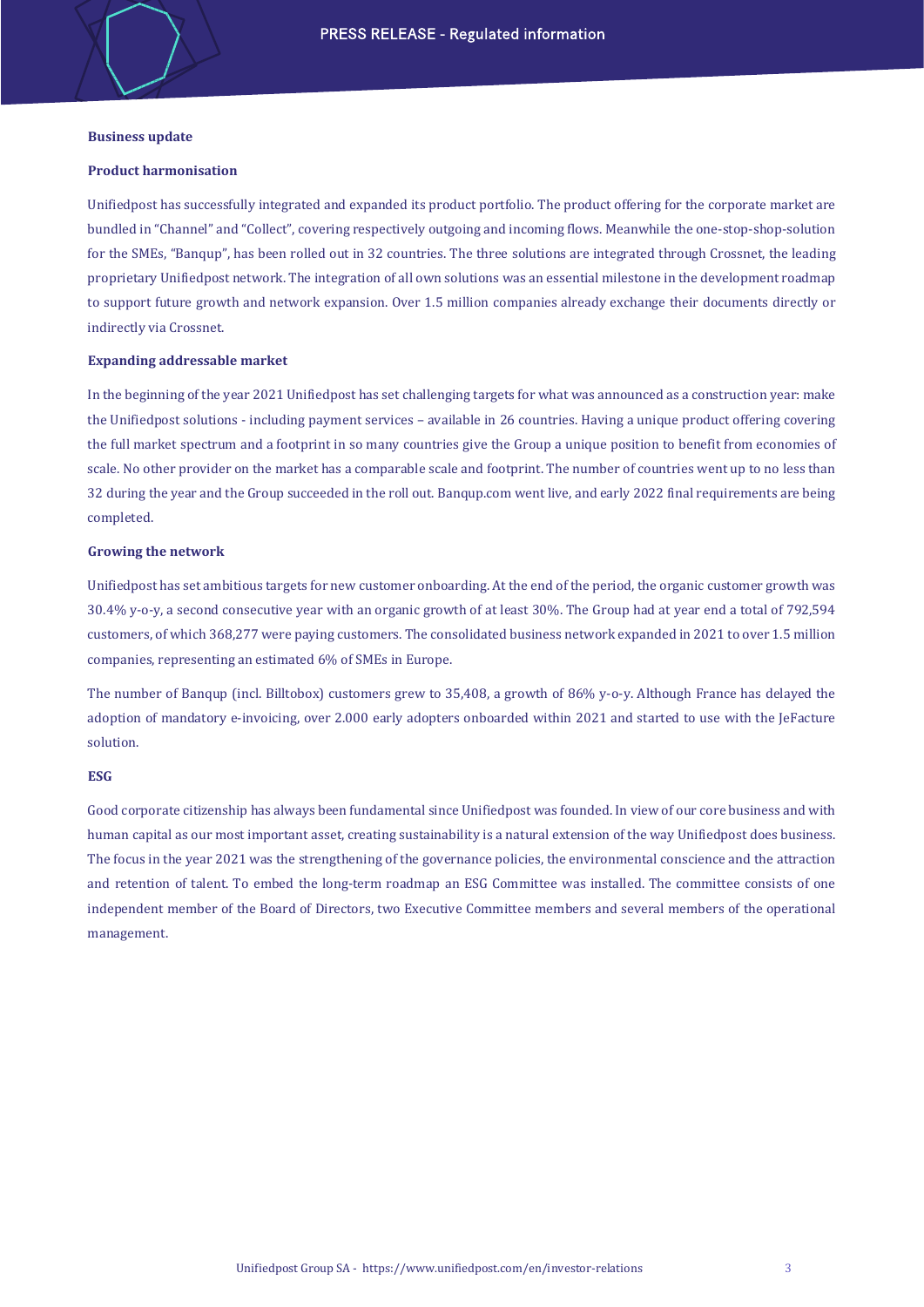## Business update

### Product harmonisation

Unifiedpost has successfully integrated and expanded its product portfolio. The product offering for the corporate market are bundled in "Channel" and "Collect", covering respectively outgoing and incoming flows. Meanwhile the one-stop-shop-solution for the SMEs, "Banqup", has been rolled out in 32 countries. The three solutions are integrated through Crossnet, the leading proprietary Unifiedpost network. The integration of all own solutions was an essential milestone in the development roadmap to support future growth and network expansion. Over 1.5 million companies already exchange their documents directly or indirectly via Crossnet.

### Expanding addressable market

In the beginning of the year 2021 Unifiedpost has set challenging targets for what was announced as a construction year: make the Unifiedpost solutions - including payment services – available in 26 countries. Having a unique product offering covering the full market spectrum and a footprint in so many countries give the Group a unique position to benefit from economies of scale. No other provider on the market has a comparable scale and footprint. The number of countries went up to no less than 32 during the year and the Group succeeded in the roll out. Banqup.com went live, and early 2022 final requirements are being completed.

### Growing the network

Unifiedpost has set ambitious targets for new customer onboarding. At the end of the period, the organic customer growth was 30.4% y-o-y, a second consecutive year with an organic growth of at least 30%. The Group had at year end a total of 792,594 customers, of which 368,277 were paying customers. The consolidated business network expanded in 2021 to over 1.5 million companies, representing an estimated 6% of SMEs in Europe.

The number of Banqup (incl. Billtobox) customers grew to 35,408, a growth of 86% y-o-y. Although France has delayed the adoption of mandatory e-invoicing, over 2.000 early adopters onboarded within 2021 and started to use with the JeFacture solution.

### ESG

Good corporate citizenship has always been fundamental since Unifiedpost was founded. In view of our core business and with human capital as our most important asset, creating sustainability is a natural extension of the way Unifiedpost does business. The focus in the year 2021 was the strengthening of the governance policies, the environmental conscience and the attraction and retention of talent. To embed the long-term roadmap an ESG Committee was installed. The committee consists of one independent member of the Board of Directors, two Executive Committee members and several members of the operational management.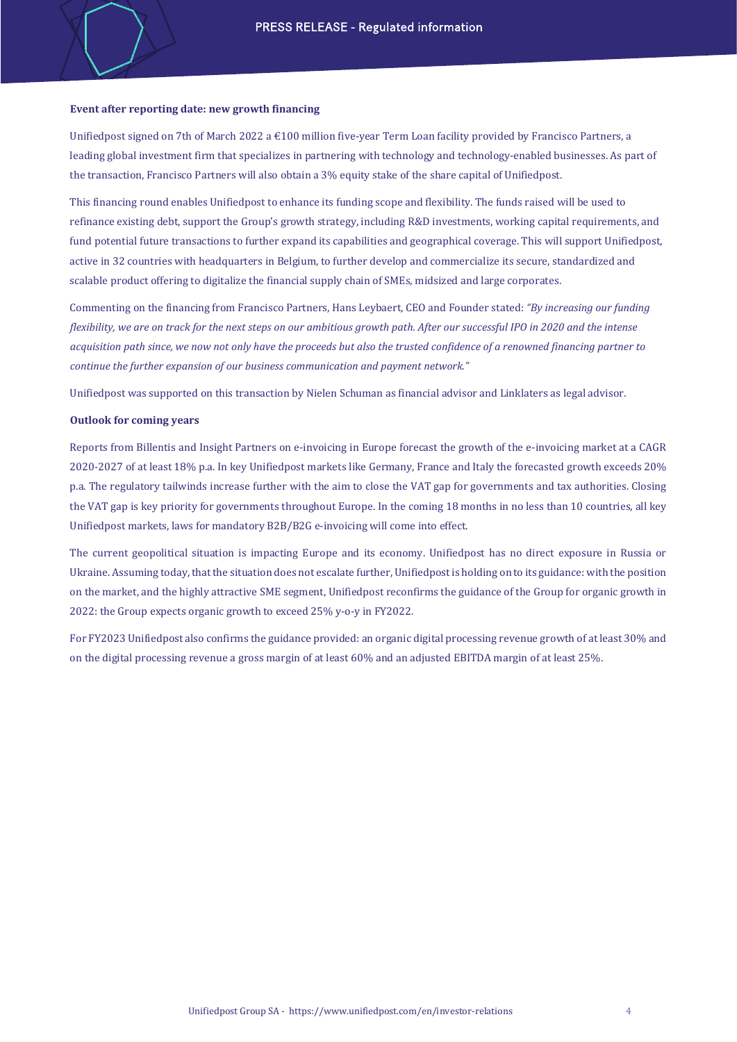**Event after reporting date: new growth financing**

Unifiedpost signed on 7th of March 2022 a €100 million five-year Term Loan facility provided by Francisco Partners, a leading global investment firm that specializes in partnering with technology and technology-enabled businesses. As part of the transaction, Francisco Partners will also obtain a 3% equity stake of the share capital of Unifiedpost.

This financing round enables Unifiedpost to enhance its funding scope and flexibility. The funds raised will be used to refinance existing debt, support the Group's growth strategy, including R&D investments, working capital requirements, and fund potential future transactions to further expand its capabilities and geographical coverage. This will support Unifiedpost, active in 32 countries with headquarters in Belgium, to further develop and commercialize its secure, standardized and scalable product offering to digitalize the financial supply chain of SMEs, midsized and large corporates.

Commenting on the financing from Francisco Partners, Hans Leybaert, CEO and Founder stated: *"By increasing our funding flexibility, we are on track for the next steps on our ambitious growth path. After our successful IPO in 2020 and the intense acquisition path since, we now not only have the proceeds but also the trusted confidence of a renowned financing partner to continue the further expansion of our business communication and payment network."*

Unifiedpost was supported on this transaction by Nielen Schuman as financial advisor and Linklaters as legal advisor.

**Outlook for coming years**

Reports from Billentis and Insight Partners on e-invoicing in Europe forecast the growth of the e-invoicing market at a CAGR 2020-2027 of at least 18% p.a. In key Unifiedpost markets like Germany, France and Italy the forecasted growth exceeds 20% p.a. The regulatory tailwinds increase further with the aim to close the VAT gap for governments and tax authorities. Closing the VAT gap is key priority for governments throughout Europe. In the coming 18 months in no less than 10 countries, all key Unifiedpost markets, laws for mandatory B2B/B2G e-invoicing will come into effect.

The current geopolitical situation is impacting Europe and its economy. Unifiedpost has no direct exposure in Russia or Ukraine. Assuming today, that the situation does not escalate further, Unifiedpost is holding on to its guidance: with the position on the market, and the highly attractive SME segment, Unifiedpost reconfirms the guidance of the Group for organic growth in 2022: the Group expects organic growth to exceed 25% y-o-y in FY2022.

For FY2023 Unifiedpost also confirms the guidance provided: an organic digital processing revenue growth of at least 30% and on the digital processing revenue a gross margin of at least 60% and an adjusted EBITDA margin of at least 25%.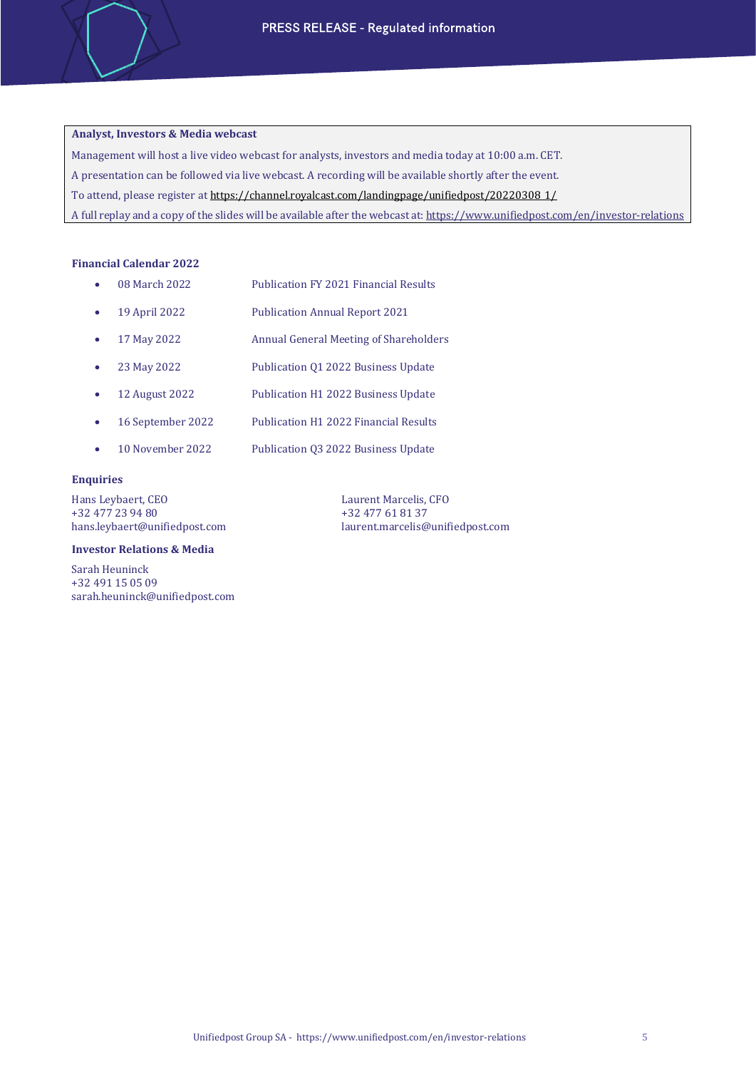**Analyst, Investors & Media webcast**

Management will host a live video webcast for analysts, investors and media today at 10:00 a.m. CET.

A presentation can be followed via live webcast. A recording will be available shortly after the event.

To attend, please register at https://channel.royalcast.com/landingpage/unifiedpost/20220308_1/

A full replay and a copy of the slides will be available after the webcast at: https://www.unifiedpost.com/en/investor-relations

**Financial Calendar 2022**

| | |
|---|---|
| 08 March 2022 | Publication FY 2021 Financial Results |
| 19 April 2022 | Publication Annual Report 2021 |
| 17 May 2022 | Annual General Meeting of Shareholders |
| 23 May 2022 | Publication Q1 2022 Business Update |
| 12 August 2022 | Publication H1 2022 Business Update |
| 16 September 2022 | Publication H1 2022 Financial Results |
| 10 November 2022 | Publication Q3 2022 Business Update |

**Enquiries**

Hans Leybaert, CEO
+32 477 23 94 80
hans.leybaert@unifiedpost.com

Laurent Marcelis, CFO
+32 477 61 81 37
laurent.marcelis@unifiedpost.com

**Investor Relations & Media**

Sarah Heuninck
+32 491 15 05 09
sarah.heuninck@unifiedpost.com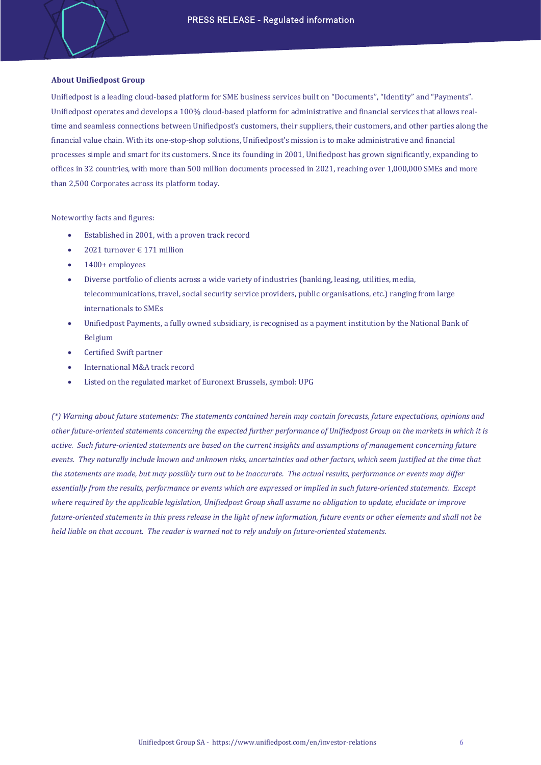**About Unifiedpost Group**

Unifiedpost is a leading cloud-based platform for SME business services built on “Documents”, “Identity” and “Payments”. Unifiedpost operates and develops a 100% cloud-based platform for administrative and financial services that allows real-time and seamless connections between Unifiedpost’s customers, their suppliers, their customers, and other parties along the financial value chain. With its one-stop-shop solutions, Unifiedpost’s mission is to make administrative and financial processes simple and smart for its customers. Since its founding in 2001, Unifiedpost has grown significantly, expanding to offices in 32 countries, with more than 500 million documents processed in 2021, reaching over 1,000,000 SMEs and more than 2,500 Corporates across its platform today.

Noteworthy facts and figures:

- Established in 2001, with a proven track record
- 2021 turnover € 171 million
- 1400+ employees
- Diverse portfolio of clients across a wide variety of industries (banking, leasing, utilities, media, telecommunications, travel, social security service providers, public organisations, etc.) ranging from large internationals to SMEs
- Unifiedpost Payments, a fully owned subsidiary, is recognised as a payment institution by the National Bank of Belgium
- Certified Swift partner
- International M&A track record
- Listed on the regulated market of Euronext Brussels, symbol: UPG

*(\*) Warning about future statements: The statements contained herein may contain forecasts, future expectations, opinions and other future-oriented statements concerning the expected further performance of Unifiedpost Group on the markets in which it is active. Such future-oriented statements are based on the current insights and assumptions of management concerning future events. They naturally include known and unknown risks, uncertainties and other factors, which seem justified at the time that the statements are made, but may possibly turn out to be inaccurate. The actual results, performance or events may differ essentially from the results, performance or events which are expressed or implied in such future-oriented statements. Except where required by the applicable legislation, Unifiedpost Group shall assume no obligation to update, elucidate or improve future-oriented statements in this press release in the light of new information, future events or other elements and shall not be held liable on that account. The reader is warned not to rely unduly on future-oriented statements.*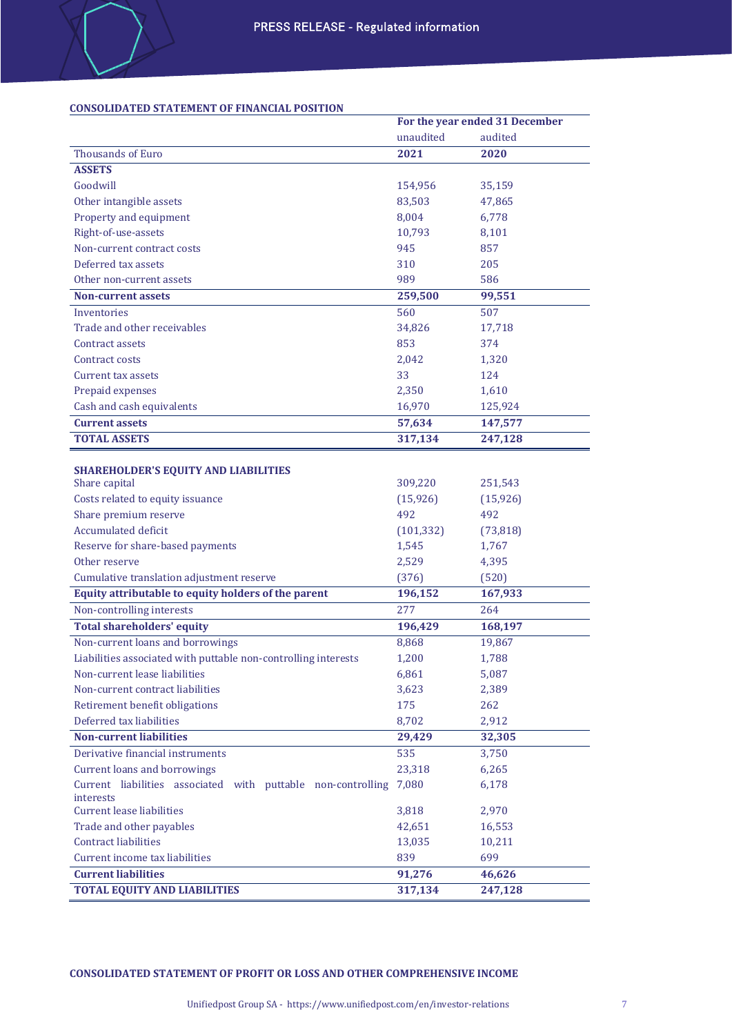## CONSOLIDATED STATEMENT OF FINANCIAL POSITION

| | For the year ended 31 December | |
|---|---|---|
| | unaudited | audited |
| Thousands of Euro | **2021** | **2020** |
| **ASSETS** | | |
| Goodwill | 154,956 | 35,159 |
| Other intangible assets | 83,503 | 47,865 |
| Property and equipment | 8,004 | 6,778 |
| Right-of-use-assets | 10,793 | 8,101 |
| Non-current contract costs | 945 | 857 |
| Deferred tax assets | 310 | 205 |
| Other non-current assets | 989 | 586 |
| **Non-current assets** | **259,500** | **99,551** |
| Inventories | 560 | 507 |
| Trade and other receivables | 34,826 | 17,718 |
| Contract assets | 853 | 374 |
| Contract costs | 2,042 | 1,320 |
| Current tax assets | 33 | 124 |
| Prepaid expenses | 2,350 | 1,610 |
| Cash and cash equivalents | 16,970 | 125,924 |
| **Current assets** | **57,634** | **147,577** |
| **TOTAL ASSETS** | **317,134** | **247,128** |
| | | |
| **SHAREHOLDER'S EQUITY AND LIABILITIES** | | |
| Share capital | 309,220 | 251,543 |
| Costs related to equity issuance | (15,926) | (15,926) |
| Share premium reserve | 492 | 492 |
| Accumulated deficit | (101,332) | (73,818) |
| Reserve for share-based payments | 1,545 | 1,767 |
| Other reserve | 2,529 | 4,395 |
| Cumulative translation adjustment reserve | (376) | (520) |
| **Equity attributable to equity holders of the parent** | **196,152** | **167,933** |
| Non-controlling interests | 277 | 264 |
| **Total shareholders' equity** | **196,429** | **168,197** |
| Non-current loans and borrowings | 8,868 | 19,867 |
| Liabilities associated with puttable non-controlling interests | 1,200 | 1,788 |
| Non-current lease liabilities | 6,861 | 5,087 |
| Non-current contract liabilities | 3,623 | 2,389 |
| Retirement benefit obligations | 175 | 262 |
| Deferred tax liabilities | 8,702 | 2,912 |
| **Non-current liabilities** | **29,429** | **32,305** |
| Derivative financial instruments | 535 | 3,750 |
| Current loans and borrowings | 23,318 | 6,265 |
| Current liabilities associated with puttable non-controlling interests | 7,080 | 6,178 |
| Current lease liabilities | 3,818 | 2,970 |
| Trade and other payables | 42,651 | 16,553 |
| Contract liabilities | 13,035 | 10,211 |
| Current income tax liabilities | 839 | 699 |
| **Current liabilities** | **91,276** | **46,626** |
| **TOTAL EQUITY AND LIABILITIES** | **317,134** | **247,128** |

## CONSOLIDATED STATEMENT OF PROFIT OR LOSS AND OTHER COMPREHENSIVE INCOME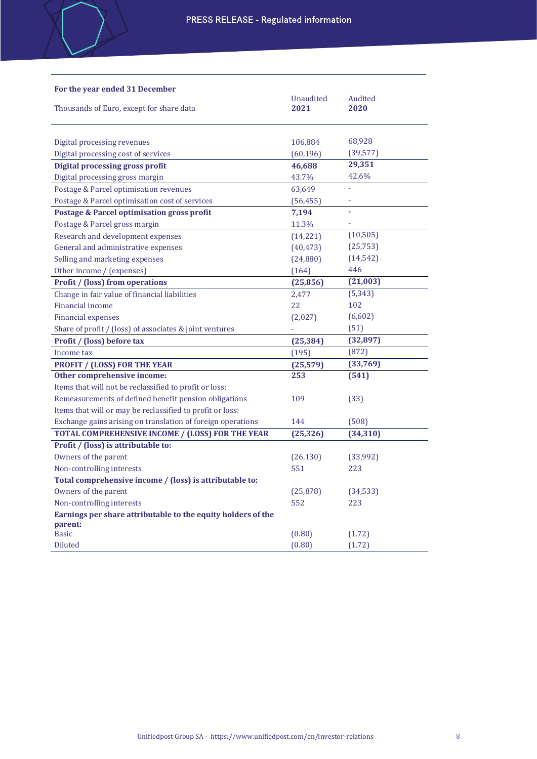| For the year ended 31 December<br>Thousands of Euro, except for share data | Unaudited<br>**2021** | Audited<br>**2020** |
|---|---|---|
| Digital processing revenues | 106,884 | 68,928 |
| Digital processing cost of services | (60,196) | (39,577) |
| **Digital processing gross profit** | **46,688** | **29,351** |
| Digital processing gross margin | 43.7% | 42.6% |
| Postage & Parcel optimisation revenues | 63,649 | - |
| Postage & Parcel optimisation cost of services | (56,455) | - |
| **Postage & Parcel optimisation gross profit** | **7,194** | **-** |
| Postage & Parcel gross margin | 11.3% | - |
| Research and development expenses | (14,221) | (10,505) |
| General and administrative expenses | (40,473) | (25,753) |
| Selling and marketing expenses | (24,880) | (14,542) |
| Other income / (expenses) | (164) | 446 |
| **Profit / (loss) from operations** | **(25,856)** | **(21,003)** |
| Change in fair value of financial liabilities | 2,477 | (5,343) |
| Financial income | 22 | 102 |
| Financial expenses | (2,027) | (6,602) |
| Share of profit / (loss) of associates & joint ventures | - | (51) |
| **Profit / (loss) before tax** | **(25,384)** | **(32,897)** |
| Income tax | (195) | (872) |
| **PROFIT / (LOSS) FOR THE YEAR** | **(25,579)** | **(33,769)** |
| **Other comprehensive income:** | **253** | **(541)** |
| Items that will not be reclassified to profit or loss: | | |
| Remeasurements of defined benefit pension obligations | 109 | (33) |
| Items that will or may be reclassified to profit or loss: | | |
| Exchange gains arising on translation of foreign operations | 144 | (508) |
| **TOTAL COMPREHENSIVE INCOME / (LOSS) FOR THE YEAR** | **(25,326)** | **(34,310)** |
| **Profit / (loss) is attributable to:** | | |
| Owners of the parent | (26,130) | (33,992) |
| Non-controlling interests | 551 | 223 |
| **Total comprehensive income / (loss) is attributable to:** | | |
| Owners of the parent | (25,878) | (34,533) |
| Non-controlling interests | 552 | 223 |
| **Earnings per share attributable to the equity holders of the parent:** | | |
| Basic | (0.80) | (1.72) |
| Diluted | (0.80) | (1.72) |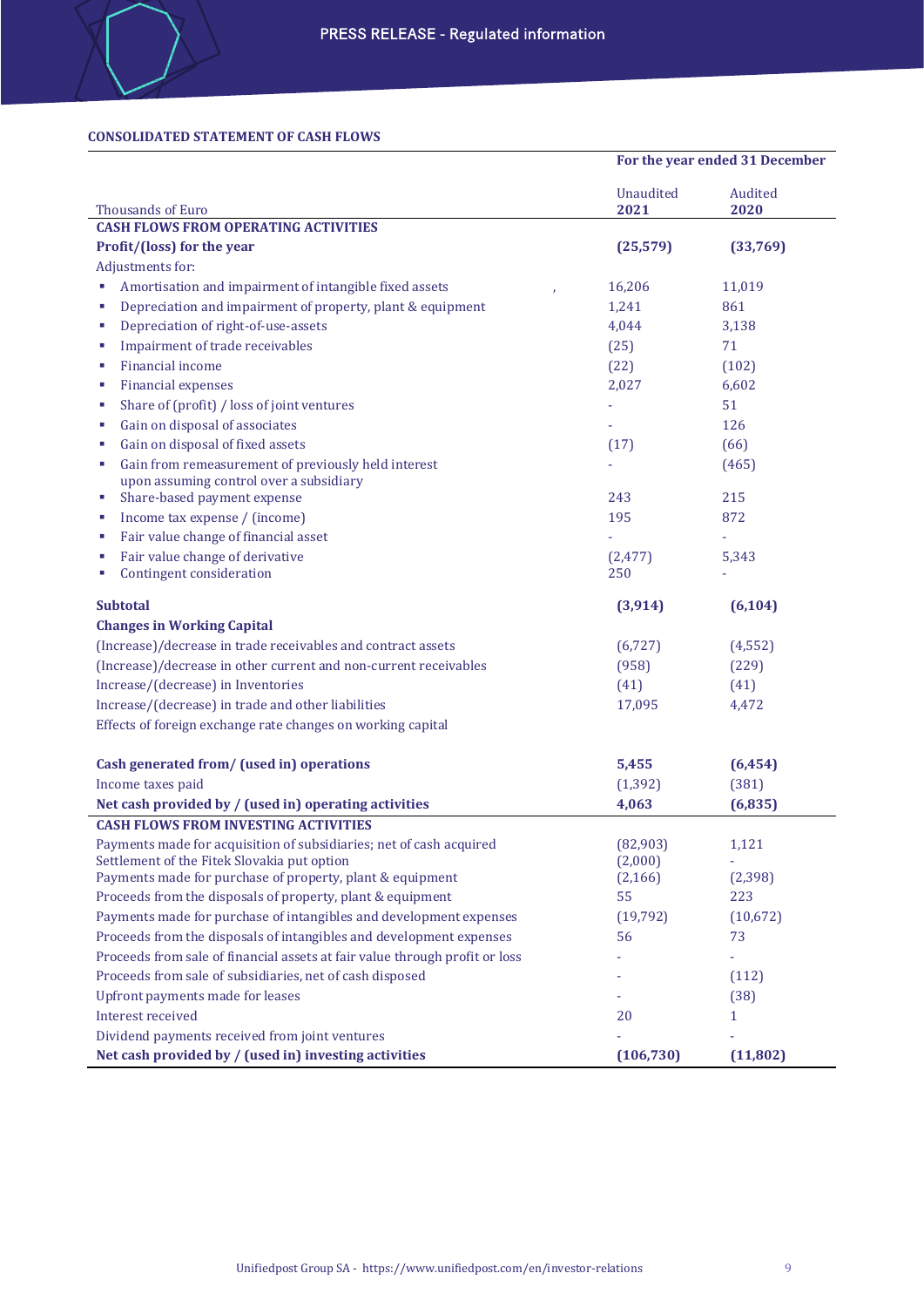PRESS RELEASE - Regulated information

### CONSOLIDATED STATEMENT OF CASH FLOWS

| Thousands of Euro | For the year ended 31 December Unaudited 2021 | Audited 2020 |
|---|---|---|
| **CASH FLOWS FROM OPERATING ACTIVITIES** | | |
| **Profit/(loss) for the year** | **(25,579)** | **(33,769)** |
| Adjustments for: | | |
| ▪ Amortisation and impairment of intangible fixed assets | 16,206 | 11,019 |
| ▪ Depreciation and impairment of property, plant & equipment | 1,241 | 861 |
| ▪ Depreciation of right-of-use-assets | 4,044 | 3,138 |
| ▪ Impairment of trade receivables | (25) | 71 |
| ▪ Financial income | (22) | (102) |
| ▪ Financial expenses | 2,027 | 6,602 |
| ▪ Share of (profit) / loss of joint ventures | - | 51 |
| ▪ Gain on disposal of associates | - | 126 |
| ▪ Gain on disposal of fixed assets | (17) | (66) |
| ▪ Gain from remeasurement of previously held interest upon assuming control over a subsidiary | - | (465) |
| ▪ Share-based payment expense | 243 | 215 |
| ▪ Income tax expense / (income) | 195 | 872 |
| ▪ Fair value change of financial asset | - | - |
| ▪ Fair value change of derivative | (2,477) | 5,343 |
| ▪ Contingent consideration | 250 | - |
| **Subtotal** | **(3,914)** | **(6,104)** |
| **Changes in Working Capital** | | |
| (Increase)/decrease in trade receivables and contract assets | (6,727) | (4,552) |
| (Increase)/decrease in other current and non-current receivables | (958) | (229) |
| Increase/(decrease) in Inventories | (41) | (41) |
| Increase/(decrease) in trade and other liabilities | 17,095 | 4,472 |
| Effects of foreign exchange rate changes on working capital | | |
| **Cash generated from/ (used in) operations** | **5,455** | **(6,454)** |
| Income taxes paid | (1,392) | (381) |
| **Net cash provided by / (used in) operating activities** | **4,063** | **(6,835)** |
| **CASH FLOWS FROM INVESTING ACTIVITIES** | | |
| Payments made for acquisition of subsidiaries; net of cash acquired | (82,903) | 1,121 |
| Settlement of the Fitek Slovakia put option | (2,000) | - |
| Payments made for purchase of property, plant & equipment | (2,166) | (2,398) |
| Proceeds from the disposals of property, plant & equipment | 55 | 223 |
| Payments made for purchase of intangibles and development expenses | (19,792) | (10,672) |
| Proceeds from the disposals of intangibles and development expenses | 56 | 73 |
| Proceeds from sale of financial assets at fair value through profit or loss | - | - |
| Proceeds from sale of subsidiaries, net of cash disposed | - | (112) |
| Upfront payments made for leases | - | (38) |
| Interest received | 20 | 1 |
| Dividend payments received from joint ventures | - | - |
| **Net cash provided by / (used in) investing activities** | **(106,730)** | **(11,802)** |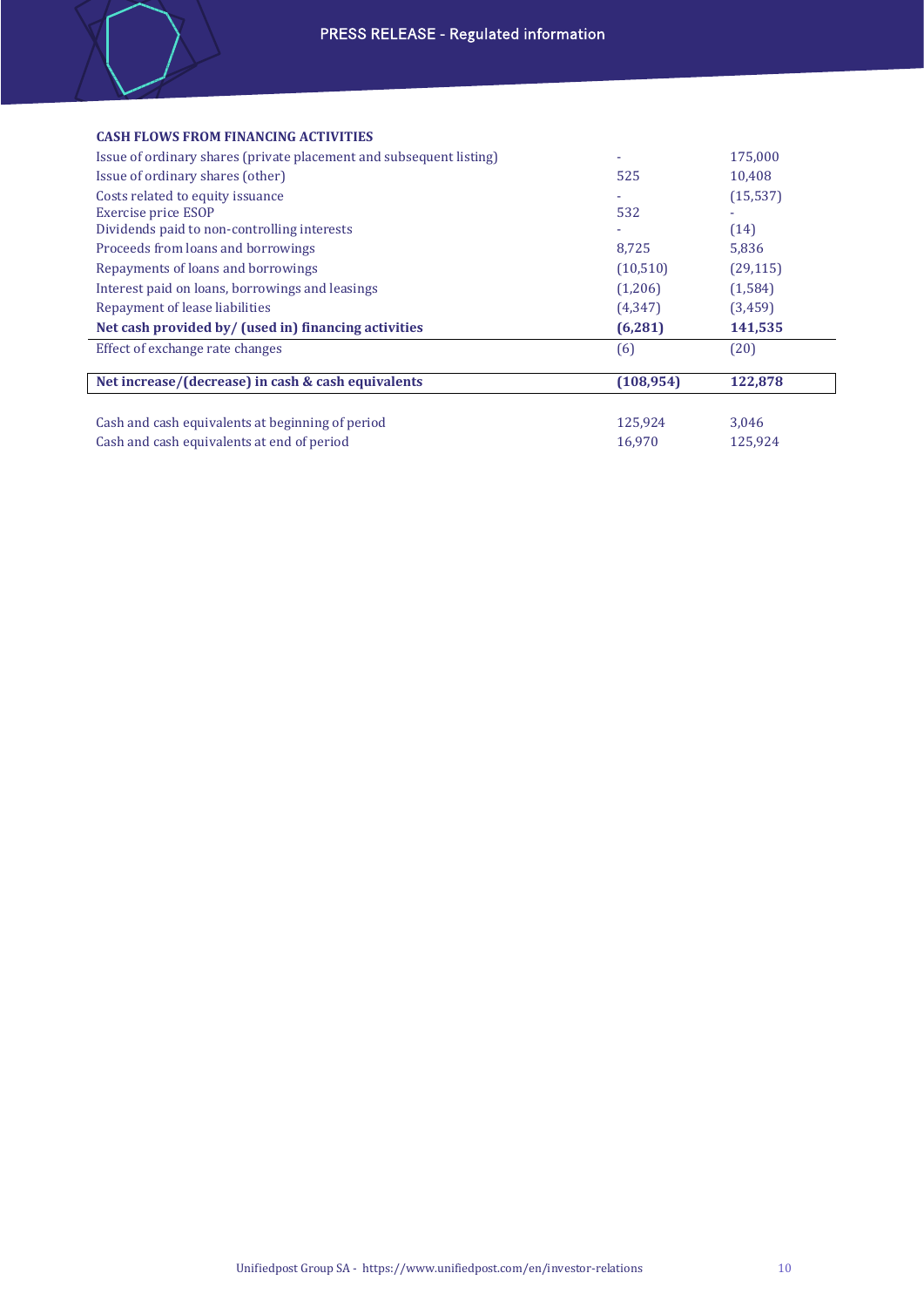| | | |
|---|---|---|
| **CASH FLOWS FROM FINANCING ACTIVITIES** | | |
| Issue of ordinary shares (private placement and subsequent listing) | - | 175,000 |
| Issue of ordinary shares (other) | 525 | 10,408 |
| Costs related to equity issuance | - | (15,537) |
| Exercise price ESOP | 532 | - |
| Dividends paid to non-controlling interests | - | (14) |
| Proceeds from loans and borrowings | 8,725 | 5,836 |
| Repayments of loans and borrowings | (10,510) | (29,115) |
| Interest paid on loans, borrowings and leasings | (1,206) | (1,584) |
| Repayment of lease liabilities | (4,347) | (3,459) |
| **Net cash provided by/ (used in) financing activities** | **(6,281)** | **141,535** |
| Effect of exchange rate changes | (6) | (20) |
| **Net increase/(decrease) in cash & cash equivalents** | **(108,954)** | **122,878** |
| Cash and cash equivalents at beginning of period | 125,924 | 3,046 |
| Cash and cash equivalents at end of period | 16,970 | 125,924 |

Unifiedpost Group SA - https://www.unifiedpost.com/en/investor-relations